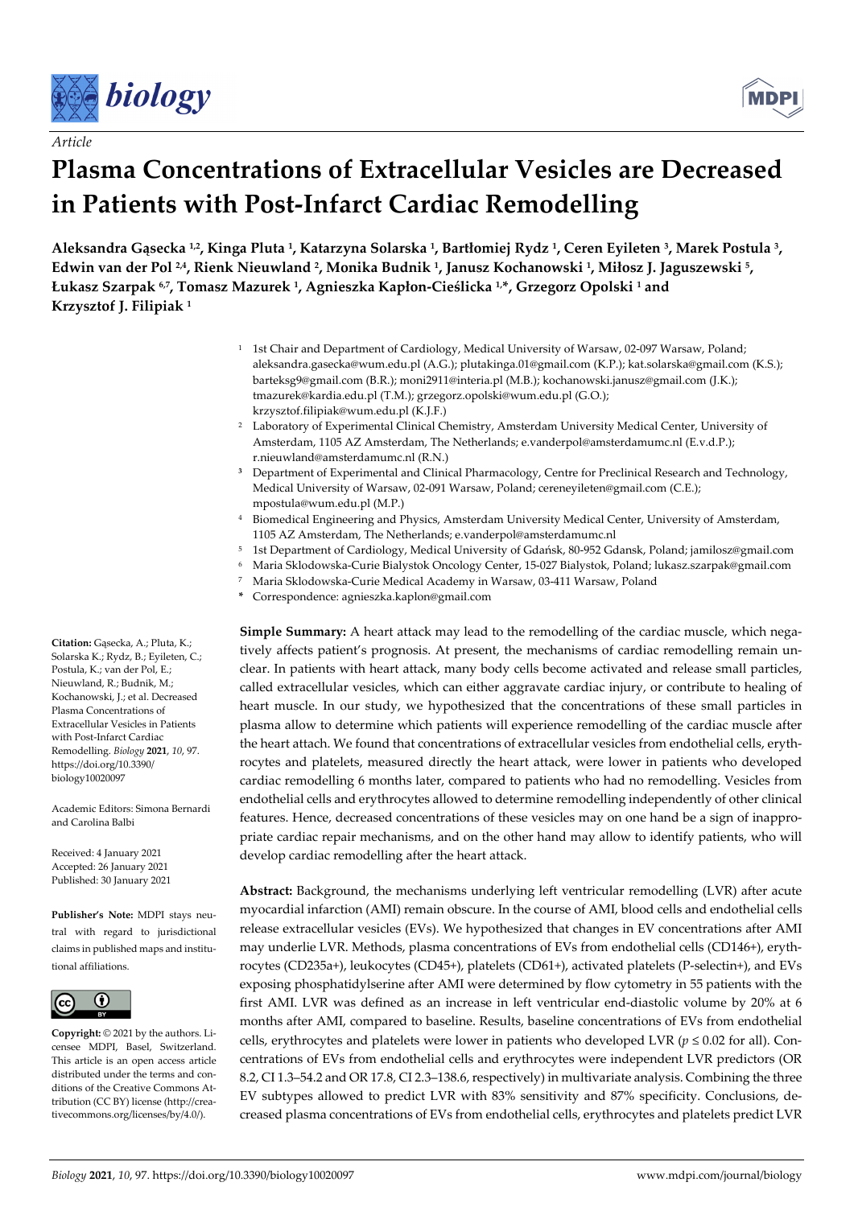*Article*

# Plasma Concentrations of Extracellular Vesicles are Decreased in Patients with Post-Infarct Cardiac Remodelling

**Aleksandra Gąsecka [1,2], Kinga Pluta [1], Katarzyna Solarska [1], Bartłomiej Rydz [1], Ceren Eyileten [3], Marek Postula [3], Edwin van der Pol [2,4], Rienk Nieuwland [2], Monika Budnik [1], Janusz Kochanowski [1], Miłosz J. Jaguszewski [5], Łukasz Szarpak [6,7], Tomasz Mazurek [1], Agnieszka Kapłon-Cieślicka [1,*], Grzegorz Opolski [1] and Krzysztof J. Filipiak [1]**

[1] 1st Chair and Department of Cardiology, Medical University of Warsaw, 02-097 Warsaw, Poland; aleksandra.gasecka@wum.edu.pl (A.G.); plutakinga.01@gmail.com (K.P.); kat.solarska@gmail.com (K.S.); barteksg9@gmail.com (B.R.); moni2911@interia.pl (M.B.); kochanowski.janusz@gmail.com (J.K.); tmazurek@kardia.edu.pl (T.M.); grzegorz.opolski@wum.edu.pl (G.O.); krzysztof.filipiak@wum.edu.pl (K.J.F.)

[2] Laboratory of Experimental Clinical Chemistry, Amsterdam University Medical Center, University of Amsterdam, 1105 AZ Amsterdam, The Netherlands; e.vanderpol@amsterdamumc.nl (E.v.d.P.); r.nieuwland@amsterdamumc.nl (R.N.)

[3] Department of Experimental and Clinical Pharmacology, Centre for Preclinical Research and Technology, Medical University of Warsaw, 02-091 Warsaw, Poland; cereneyileten@gmail.com (C.E.); mpostula@wum.edu.pl (M.P.)

[4] Biomedical Engineering and Physics, Amsterdam University Medical Center, University of Amsterdam, 1105 AZ Amsterdam, The Netherlands; e.vanderpol@amsterdamumc.nl

[5] 1st Department of Cardiology, Medical University of Gdańsk, 80-952 Gdansk, Poland; jamilosz@gmail.com

[6] Maria Sklodowska-Curie Bialystok Oncology Center, 15-027 Bialystok, Poland; lukasz.szarpak@gmail.com

[7] Maria Sklodowska-Curie Medical Academy in Warsaw, 03-411 Warsaw, Poland

\* Correspondence: agnieszka.kaplon@gmail.com

**Citation:** Gąsecka, A.; Pluta, K.; Solarska K.; Rydz, B.; Eyileten, C.; Postula, K.; van der Pol, E.; Nieuwland, R.; Budnik, M.; Kochanowski, J.; et al. Decreased Plasma Concentrations of Extracellular Vesicles in Patients with Post-Infarct Cardiac Remodelling. *Biology* **2021**, *10*, 97. https://doi.org/10.3390/biology10020097

Academic Editors: Simona Bernardi and Carolina Balbi

Received: 4 January 2021
Accepted: 26 January 2021
Published: 30 January 2021

**Publisher's Note:** MDPI stays neutral with regard to jurisdictional claims in published maps and institutional affiliations.

**Copyright:** © 2021 by the authors. Licensee MDPI, Basel, Switzerland. This article is an open access article distributed under the terms and conditions of the Creative Commons Attribution (CC BY) license (http://creativecommons.org/licenses/by/4.0/).

**Simple Summary:** A heart attack may lead to the remodelling of the cardiac muscle, which negatively affects patient's prognosis. At present, the mechanisms of cardiac remodelling remain unclear. In patients with heart attack, many body cells become activated and release small particles, called extracellular vesicles, which can either aggravate cardiac injury, or contribute to healing of heart muscle. In our study, we hypothesized that the concentrations of these small particles in plasma allow to determine which patients will experience remodelling of the cardiac muscle after the heart attach. We found that concentrations of extracellular vesicles from endothelial cells, erythrocytes and platelets, measured directly the heart attack, were lower in patients who developed cardiac remodelling 6 months later, compared to patients who had no remodelling. Vesicles from endothelial cells and erythrocytes allowed to determine remodelling independently of other clinical features. Hence, decreased concentrations of these vesicles may on one hand be a sign of inappropriate cardiac repair mechanisms, and on the other hand may allow to identify patients, who will develop cardiac remodelling after the heart attack.

**Abstract:** Background, the mechanisms underlying left ventricular remodelling (LVR) after acute myocardial infarction (AMI) remain obscure. In the course of AMI, blood cells and endothelial cells release extracellular vesicles (EVs). We hypothesized that changes in EV concentrations after AMI may underlie LVR. Methods, plasma concentrations of EVs from endothelial cells (CD146+), erythrocytes (CD235a+), leukocytes (CD45+), platelets (CD61+), activated platelets (P-selectin+), and EVs exposing phosphatidylserine after AMI were determined by flow cytometry in 55 patients with the first AMI. LVR was defined as an increase in left ventricular end-diastolic volume by 20% at 6 months after AMI, compared to baseline. Results, baseline concentrations of EVs from endothelial cells, erythrocytes and platelets were lower in patients who developed LVR ($p \leq 0.02$ for all). Concentrations of EVs from endothelial cells and erythrocytes were independent LVR predictors (OR 8.2, CI 1.3–54.2 and OR 17.8, CI 2.3–138.6, respectively) in multivariate analysis. Combining the three EV subtypes allowed to predict LVR with 83% sensitivity and 87% specificity. Conclusions, decreased plasma concentrations of EVs from endothelial cells, erythrocytes and platelets predict LVR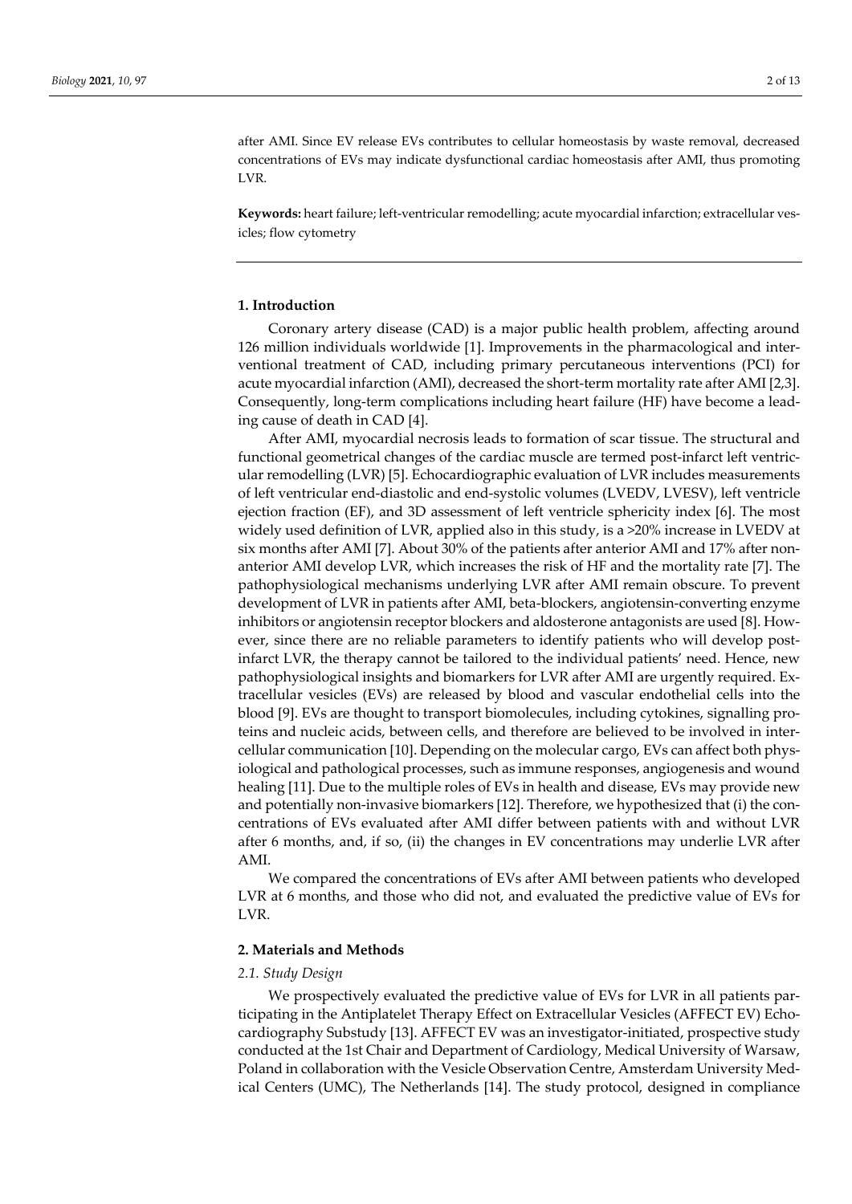after AMI. Since EV release EVs contributes to cellular homeostasis by waste removal, decreased concentrations of EVs may indicate dysfunctional cardiac homeostasis after AMI, thus promoting LVR.

**Keywords:** heart failure; left-ventricular remodelling; acute myocardial infarction; extracellular vesicles; flow cytometry

## 1. Introduction

Coronary artery disease (CAD) is a major public health problem, affecting around 126 million individuals worldwide [1]. Improvements in the pharmacological and interventional treatment of CAD, including primary percutaneous interventions (PCI) for acute myocardial infarction (AMI), decreased the short-term mortality rate after AMI [2,3]. Consequently, long-term complications including heart failure (HF) have become a leading cause of death in CAD [4].

After AMI, myocardial necrosis leads to formation of scar tissue. The structural and functional geometrical changes of the cardiac muscle are termed post-infarct left ventricular remodelling (LVR) [5]. Echocardiographic evaluation of LVR includes measurements of left ventricular end-diastolic and end-systolic volumes (LVEDV, LVESV), left ventricle ejection fraction (EF), and 3D assessment of left ventricle sphericity index [6]. The most widely used definition of LVR, applied also in this study, is a >20% increase in LVEDV at six months after AMI [7]. About 30% of the patients after anterior AMI and 17% after non-anterior AMI develop LVR, which increases the risk of HF and the mortality rate [7]. The pathophysiological mechanisms underlying LVR after AMI remain obscure. To prevent development of LVR in patients after AMI, beta-blockers, angiotensin-converting enzyme inhibitors or angiotensin receptor blockers and aldosterone antagonists are used [8]. However, since there are no reliable parameters to identify patients who will develop post-infarct LVR, the therapy cannot be tailored to the individual patients' need. Hence, new pathophysiological insights and biomarkers for LVR after AMI are urgently required. Extracellular vesicles (EVs) are released by blood and vascular endothelial cells into the blood [9]. EVs are thought to transport biomolecules, including cytokines, signalling proteins and nucleic acids, between cells, and therefore are believed to be involved in intercellular communication [10]. Depending on the molecular cargo, EVs can affect both physiological and pathological processes, such as immune responses, angiogenesis and wound healing [11]. Due to the multiple roles of EVs in health and disease, EVs may provide new and potentially non-invasive biomarkers [12]. Therefore, we hypothesized that (i) the concentrations of EVs evaluated after AMI differ between patients with and without LVR after 6 months, and, if so, (ii) the changes in EV concentrations may underlie LVR after AMI.

We compared the concentrations of EVs after AMI between patients who developed LVR at 6 months, and those who did not, and evaluated the predictive value of EVs for LVR.

## 2. Materials and Methods

### 2.1. Study Design

We prospectively evaluated the predictive value of EVs for LVR in all patients participating in the Antiplatelet Therapy Effect on Extracellular Vesicles (AFFECT EV) Echocardiography Substudy [13]. AFFECT EV was an investigator-initiated, prospective study conducted at the 1st Chair and Department of Cardiology, Medical University of Warsaw, Poland in collaboration with the Vesicle Observation Centre, Amsterdam University Medical Centers (UMC), The Netherlands [14]. The study protocol, designed in compliance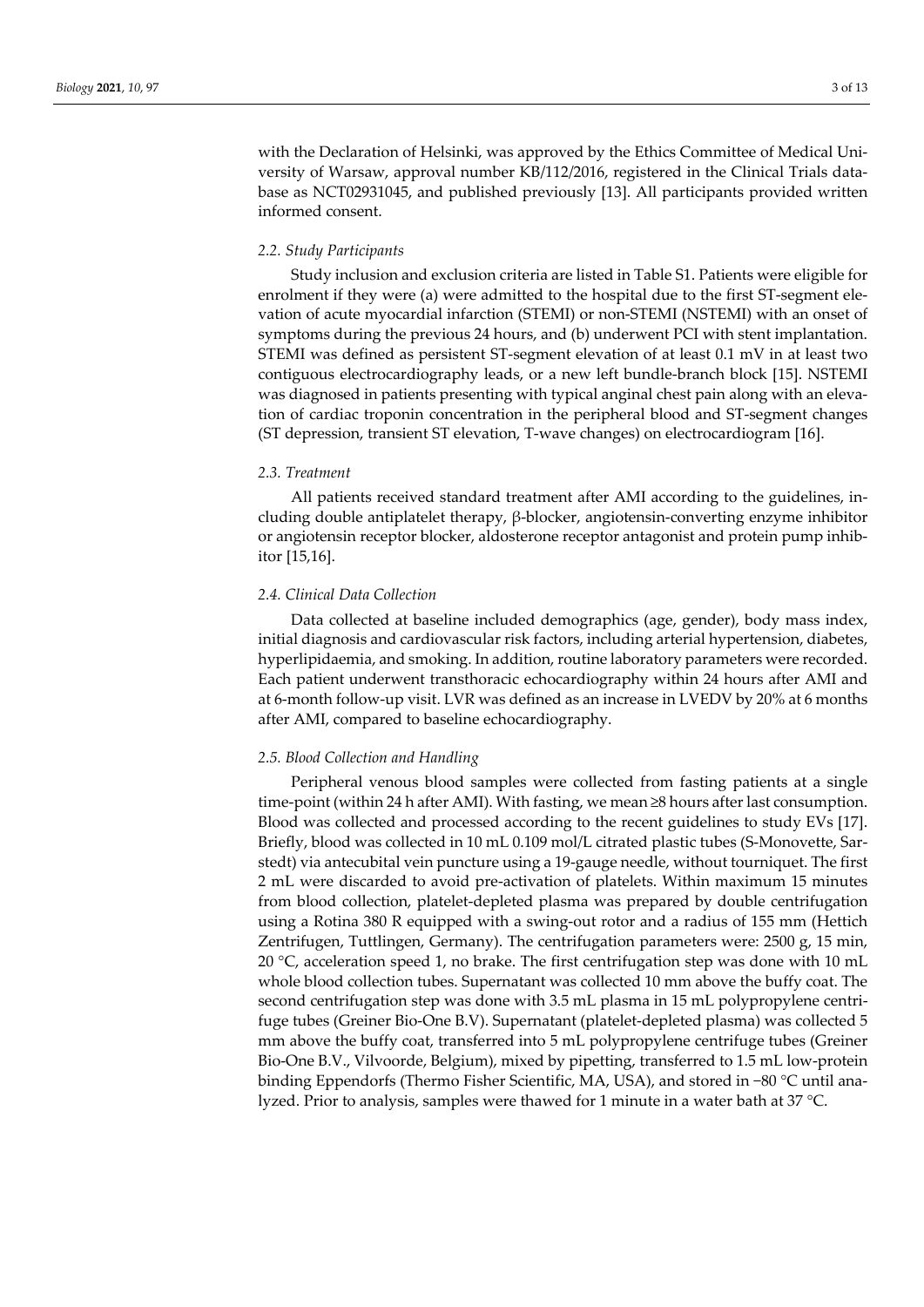with the Declaration of Helsinki, was approved by the Ethics Committee of Medical University of Warsaw, approval number KB/112/2016, registered in the Clinical Trials database as NCT02931045, and published previously [13]. All participants provided written informed consent.

### *2.2. Study Participants*

Study inclusion and exclusion criteria are listed in Table S1. Patients were eligible for enrolment if they were (a) were admitted to the hospital due to the first ST-segment elevation of acute myocardial infarction (STEMI) or non-STEMI (NSTEMI) with an onset of symptoms during the previous 24 hours, and (b) underwent PCI with stent implantation. STEMI was defined as persistent ST-segment elevation of at least 0.1 mV in at least two contiguous electrocardiography leads, or a new left bundle-branch block [15]. NSTEMI was diagnosed in patients presenting with typical anginal chest pain along with an elevation of cardiac troponin concentration in the peripheral blood and ST-segment changes (ST depression, transient ST elevation, T-wave changes) on electrocardiogram [16].

### *2.3. Treatment*

All patients received standard treatment after AMI according to the guidelines, including double antiplatelet therapy, β-blocker, angiotensin-converting enzyme inhibitor or angiotensin receptor blocker, aldosterone receptor antagonist and protein pump inhibitor [15,16].

### *2.4. Clinical Data Collection*

Data collected at baseline included demographics (age, gender), body mass index, initial diagnosis and cardiovascular risk factors, including arterial hypertension, diabetes, hyperlipidaemia, and smoking. In addition, routine laboratory parameters were recorded. Each patient underwent transthoracic echocardiography within 24 hours after AMI and at 6-month follow-up visit. LVR was defined as an increase in LVEDV by 20% at 6 months after AMI, compared to baseline echocardiography.

### *2.5. Blood Collection and Handling*

Peripheral venous blood samples were collected from fasting patients at a single time-point (within 24 h after AMI). With fasting, we mean ≥8 hours after last consumption. Blood was collected and processed according to the recent guidelines to study EVs [17]. Briefly, blood was collected in 10 mL 0.109 mol/L citrated plastic tubes (S-Monovette, Sarstedt) via antecubital vein puncture using a 19-gauge needle, without tourniquet. The first 2 mL were discarded to avoid pre-activation of platelets. Within maximum 15 minutes from blood collection, platelet-depleted plasma was prepared by double centrifugation using a Rotina 380 R equipped with a swing-out rotor and a radius of 155 mm (Hettich Zentrifugen, Tuttlingen, Germany). The centrifugation parameters were: 2500 g, 15 min, 20 °C, acceleration speed 1, no brake. The first centrifugation step was done with 10 mL whole blood collection tubes. Supernatant was collected 10 mm above the buffy coat. The second centrifugation step was done with 3.5 mL plasma in 15 mL polypropylene centrifuge tubes (Greiner Bio-One B.V). Supernatant (platelet-depleted plasma) was collected 5 mm above the buffy coat, transferred into 5 mL polypropylene centrifuge tubes (Greiner Bio-One B.V., Vilvoorde, Belgium), mixed by pipetting, transferred to 1.5 mL low-protein binding Eppendorfs (Thermo Fisher Scientific, MA, USA), and stored in −80 °C until analyzed. Prior to analysis, samples were thawed for 1 minute in a water bath at 37 °C.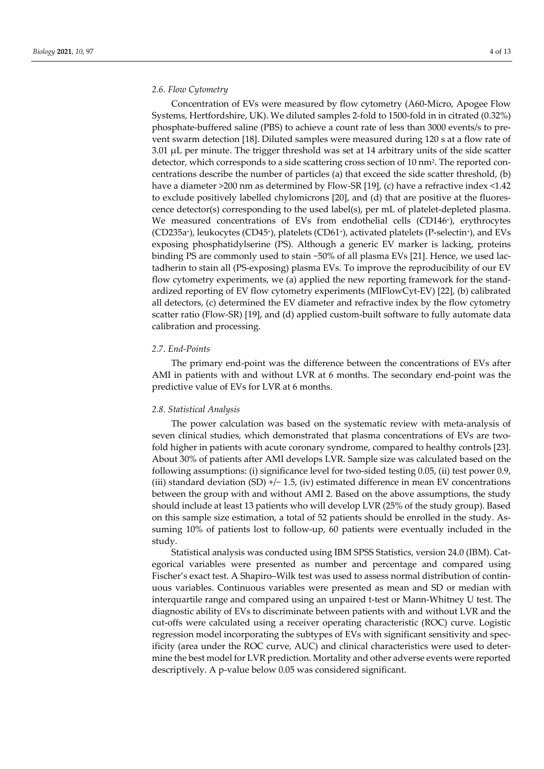### 2.6. Flow Cytometry

Concentration of EVs were measured by flow cytometry (A60-Micro, Apogee Flow Systems, Hertfordshire, UK). We diluted samples 2-fold to 1500-fold in in citrated (0.32%) phosphate-buffered saline (PBS) to achieve a count rate of less than 3000 events/s to prevent swarm detection [18]. Diluted samples were measured during 120 s at a flow rate of 3.01 μL per minute. The trigger threshold was set at 14 arbitrary units of the side scatter detector, which corresponds to a side scattering cross section of 10 $nm^2$. The reported concentrations describe the number of particles (a) that exceed the side scatter threshold, (b) have a diameter >200 nm as determined by Flow-SR [19], (c) have a refractive index <1.42 to exclude positively labelled chylomicrons [20], and (d) that are positive at the fluorescence detector(s) corresponding to the used label(s), per mL of platelet-depleted plasma. We measured concentrations of EVs from endothelial cells ($CD146^+$), erythrocytes ($CD235a^+$), leukocytes ($CD45^+$), platelets ($CD61^+$), activated platelets (P-selectin$^+$), and EVs exposing phosphatidylserine (PS). Although a generic EV marker is lacking, proteins binding PS are commonly used to stain ~50% of all plasma EVs [21]. Hence, we used lactadherin to stain all (PS-exposing) plasma EVs. To improve the reproducibility of our EV flow cytometry experiments, we (a) applied the new reporting framework for the standardized reporting of EV flow cytometry experiments (MIFlowCyt-EV) [22], (b) calibrated all detectors, (c) determined the EV diameter and refractive index by the flow cytometry scatter ratio (Flow-SR) [19], and (d) applied custom-built software to fully automate data calibration and processing.

### 2.7. End-Points

The primary end-point was the difference between the concentrations of EVs after AMI in patients with and without LVR at 6 months. The secondary end-point was the predictive value of EVs for LVR at 6 months.

### 2.8. Statistical Analysis

The power calculation was based on the systematic review with meta-analysis of seven clinical studies, which demonstrated that plasma concentrations of EVs are two-fold higher in patients with acute coronary syndrome, compared to healthy controls [23]. About 30% of patients after AMI develops LVR. Sample size was calculated based on the following assumptions: (i) significance level for two-sided testing 0.05, (ii) test power 0.9, (iii) standard deviation (SD) +/− 1.5, (iv) estimated difference in mean EV concentrations between the group with and without AMI 2. Based on the above assumptions, the study should include at least 13 patients who will develop LVR (25% of the study group). Based on this sample size estimation, a total of 52 patients should be enrolled in the study. Assuming 10% of patients lost to follow-up, 60 patients were eventually included in the study.

Statistical analysis was conducted using IBM SPSS Statistics, version 24.0 (IBM). Categorical variables were presented as number and percentage and compared using Fischer's exact test. A Shapiro–Wilk test was used to assess normal distribution of continuous variables. Continuous variables were presented as mean and SD or median with interquartile range and compared using an unpaired t-test or Mann-Whitney U test. The diagnostic ability of EVs to discriminate between patients with and without LVR and the cut-offs were calculated using a receiver operating characteristic (ROC) curve. Logistic regression model incorporating the subtypes of EVs with significant sensitivity and specificity (area under the ROC curve, AUC) and clinical characteristics were used to determine the best model for LVR prediction. Mortality and other adverse events were reported descriptively. A p-value below 0.05 was considered significant.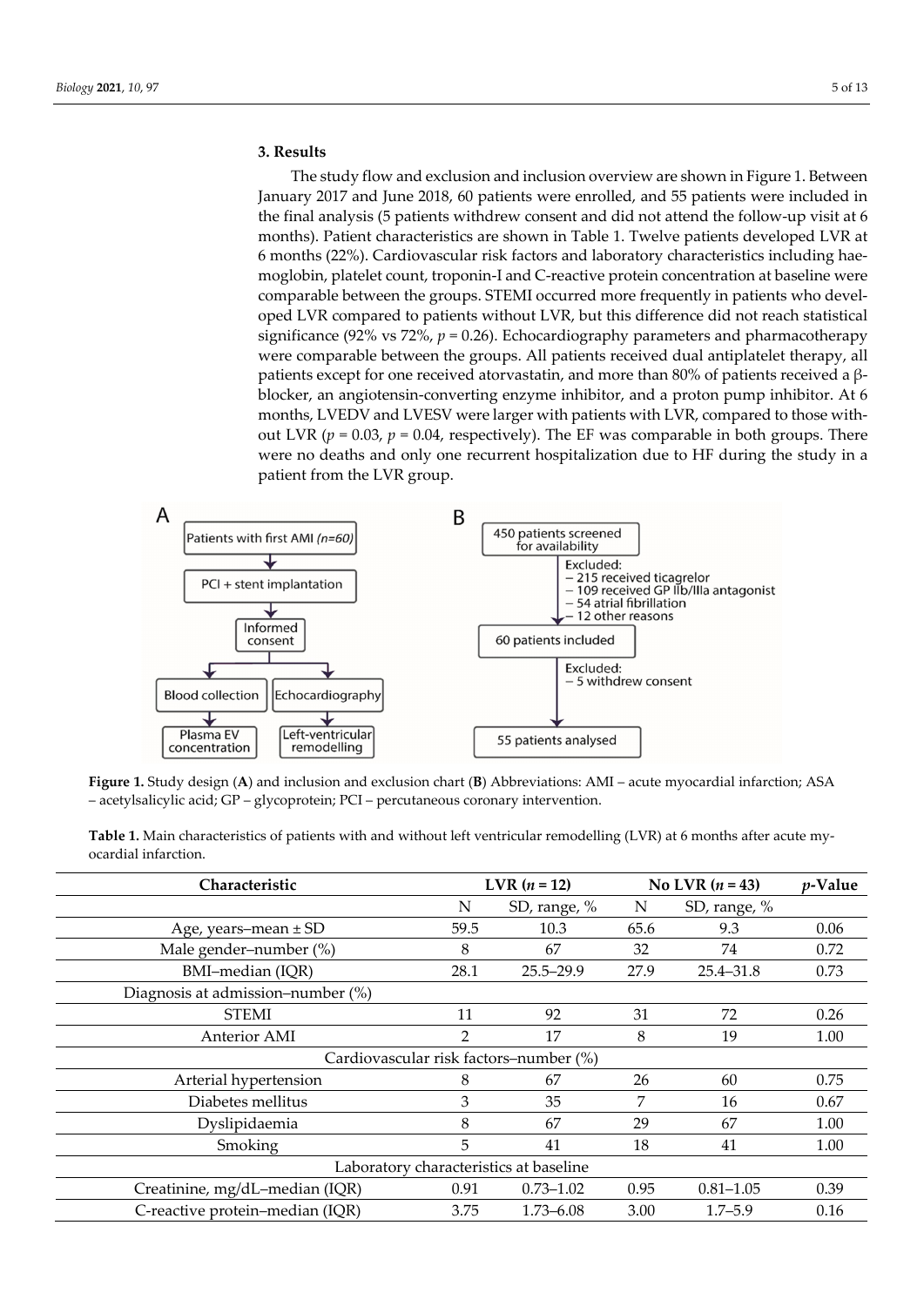## 3. Results

The study flow and exclusion and inclusion overview are shown in Figure 1. Between January 2017 and June 2018, 60 patients were enrolled, and 55 patients were included in the final analysis (5 patients withdrew consent and did not attend the follow-up visit at 6 months). Patient characteristics are shown in Table 1. Twelve patients developed LVR at 6 months (22%). Cardiovascular risk factors and laboratory characteristics including haemoglobin, platelet count, troponin-I and C-reactive protein concentration at baseline were comparable between the groups. STEMI occurred more frequently in patients who developed LVR compared to patients without LVR, but this difference did not reach statistical significance (92% vs 72%, $p = 0.26$). Echocardiography parameters and pharmacotherapy were comparable between the groups. All patients received dual antiplatelet therapy, all patients except for one received atorvastatin, and more than 80% of patients received a β-blocker, an angiotensin-converting enzyme inhibitor, and a proton pump inhibitor. At 6 months, LVEDV and LVESV were larger with patients with LVR, compared to those without LVR ($p = 0.03$, $p = 0.04$, respectively). The EF was comparable in both groups. There were no deaths and only one recurrent hospitalization due to HF during the study in a patient from the LVR group.

A: Patients with first AMI (n=60) → PCI + stent implantation → Informed consent → Blood collection → Plasma EV concentration; Echocardiography → Left-ventricular remodelling

B: 450 patients screened for availability → Excluded: – 215 received ticagrelor – 109 received GP IIb/IIIa antagonist – 54 atrial fibrillation – 12 other reasons → 60 patients included → Excluded: – 5 withdrew consent → 55 patients analysed

**Figure 1.** Study design (**A**) and inclusion and exclusion chart (**B**) Abbreviations: AMI – acute myocardial infarction; ASA – acetylsalicylic acid; GP – glycoprotein; PCI – percutaneous coronary intervention.

**Table 1.** Main characteristics of patients with and without left ventricular remodelling (LVR) at 6 months after acute myocardial infarction.

| Characteristic | LVR ($n = 12$) | | No LVR ($n = 43$) | | $p$-Value |
|---|---|---|---|---|---|
| | N | SD, range, % | N | SD, range, % | |
| Age, years–mean ± SD | 59.5 | 10.3 | 65.6 | 9.3 | 0.06 |
| Male gender–number (%) | 8 | 67 | 32 | 74 | 0.72 |
| BMI–median (IQR) | 28.1 | 25.5–29.9 | 27.9 | 25.4–31.8 | 0.73 |
| Diagnosis at admission–number (%) | | | | | |
| STEMI | 11 | 92 | 31 | 72 | 0.26 |
| Anterior AMI | 2 | 17 | 8 | 19 | 1.00 |
| Cardiovascular risk factors–number (%) | | | | | |
| Arterial hypertension | 8 | 67 | 26 | 60 | 0.75 |
| Diabetes mellitus | 3 | 35 | 7 | 16 | 0.67 |
| Dyslipidaemia | 8 | 67 | 29 | 67 | 1.00 |
| Smoking | 5 | 41 | 18 | 41 | 1.00 |
| Laboratory characteristics at baseline | | | | | |
| Creatinine, mg/dL–median (IQR) | 0.91 | 0.73–1.02 | 0.95 | 0.81–1.05 | 0.39 |
| C-reactive protein–median (IQR) | 3.75 | 1.73–6.08 | 3.00 | 1.7–5.9 | 0.16 |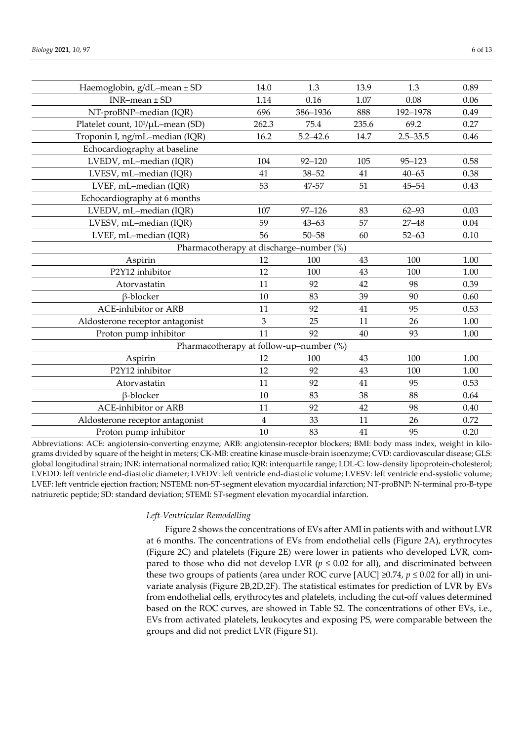| | | | | | |
|---|---|---|---|---|---|
| Haemoglobin, g/dL–mean ± SD | 14.0 | 1.3 | 13.9 | 1.3 | 0.89 |
| INR–mean ± SD | 1.14 | 0.16 | 1.07 | 0.08 | 0.06 |
| NT-proBNP–median (IQR) | 696 | 386–1936 | 888 | 192–1978 | 0.49 |
| Platelet count, $10^3$/μL–mean (SD) | 262.3 | 75.4 | 235.6 | 69.2 | 0.27 |
| Troponin I, ng/mL–median (IQR) | 16.2 | 5.2–42.6 | 14.7 | 2.5–35.5 | 0.46 |
| Echocardiography at baseline | | | | | |
| LVEDV, mL–median (IQR) | 104 | 92–120 | 105 | 95–123 | 0.58 |
| LVESV, mL–median (IQR) | 41 | 38–52 | 41 | 40–65 | 0.38 |
| LVEF, mL–median (IQR) | 53 | 47-57 | 51 | 45–54 | 0.43 |
| Echocardiography at 6 months | | | | | |
| LVEDV, mL–median (IQR) | 107 | 97–126 | 83 | 62–93 | 0.03 |
| LVESV, mL–median (IQR) | 59 | 43–63 | 57 | 27–48 | 0.04 |
| LVEF, mL–median (IQR) | 56 | 50–58 | 60 | 52–63 | 0.10 |
| Pharmacotherapy at discharge–number (%) | | | | | |
| Aspirin | 12 | 100 | 43 | 100 | 1.00 |
| P2Y12 inhibitor | 12 | 100 | 43 | 100 | 1.00 |
| Atorvastatin | 11 | 92 | 42 | 98 | 0.39 |
| β-blocker | 10 | 83 | 39 | 90 | 0.60 |
| ACE-inhibitor or ARB | 11 | 92 | 41 | 95 | 0.53 |
| Aldosterone receptor antagonist | 3 | 25 | 11 | 26 | 1.00 |
| Proton pump inhibitor | 11 | 92 | 40 | 93 | 1.00 |
| Pharmacotherapy at follow-up–number (%) | | | | | |
| Aspirin | 12 | 100 | 43 | 100 | 1.00 |
| P2Y12 inhibitor | 12 | 92 | 43 | 100 | 1.00 |
| Atorvastatin | 11 | 92 | 41 | 95 | 0.53 |
| β-blocker | 10 | 83 | 38 | 88 | 0.64 |
| ACE-inhibitor or ARB | 11 | 92 | 42 | 98 | 0.40 |
| Aldosterone receptor antagonist | 4 | 33 | 11 | 26 | 0.72 |
| Proton pump inhibitor | 10 | 83 | 41 | 95 | 0.20 |

Abbreviations: ACE: angiotensin-converting enzyme; ARB: angiotensin-receptor blockers; BMI: body mass index, weight in kilograms divided by square of the height in meters; CK-MB: creatine kinase muscle-brain isoenzyme; CVD: cardiovascular disease; GLS: global longitudinal strain; INR: international normalized ratio; IQR: interquartile range; LDL-C: low-density lipoprotein-cholesterol; LVEDD: left ventricle end-diastolic diameter; LVEDV: left ventricle end-diastolic volume; LVESV: left ventricle end-systolic volume; LVEF: left ventricle ejection fraction; NSTEMI: non-ST-segment elevation myocardial infarction; NT-proBNP: N-terminal pro-B-type natriuretic peptide; SD: standard deviation; STEMI: ST-segment elevation myocardial infarction.

*Left-Ventricular Remodelling*

Figure 2 shows the concentrations of EVs after AMI in patients with and without LVR at 6 months. The concentrations of EVs from endothelial cells (Figure 2A), erythrocytes (Figure 2C) and platelets (Figure 2E) were lower in patients who developed LVR, compared to those who did not develop LVR ($p \leq 0.02$ for all), and discriminated between these two groups of patients (area under ROC curve [AUC] ≥0.74, $p \leq 0.02$ for all) in univariate analysis (Figure 2B,2D,2F). The statistical estimates for prediction of LVR by EVs from endothelial cells, erythrocytes and platelets, including the cut-off values determined based on the ROC curves, are showed in Table S2. The concentrations of other EVs, i.e., EVs from activated platelets, leukocytes and exposing PS, were comparable between the groups and did not predict LVR (Figure S1).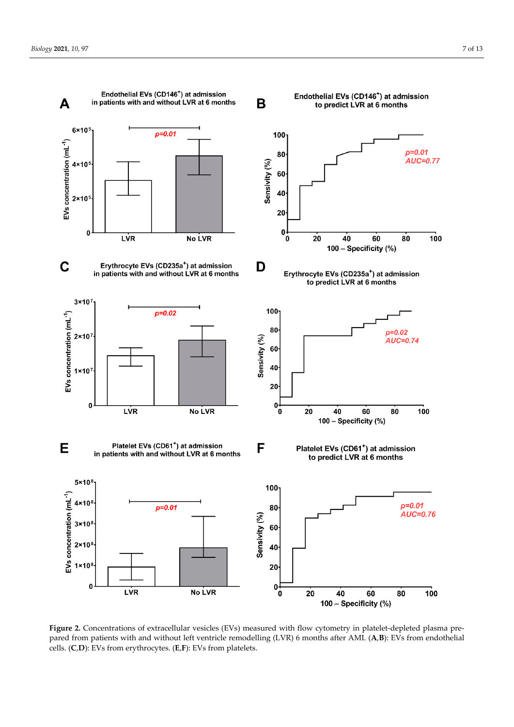**Figure 2.** Concentrations of extracellular vesicles (EVs) measured with flow cytometry in platelet-depleted plasma prepared from patients with and without left ventricle remodelling (LVR) 6 months after AMI. (**A**,**B**): EVs from endothelial cells. (**C**,**D**): EVs from erythrocytes. (**E**,**F**): EVs from platelets.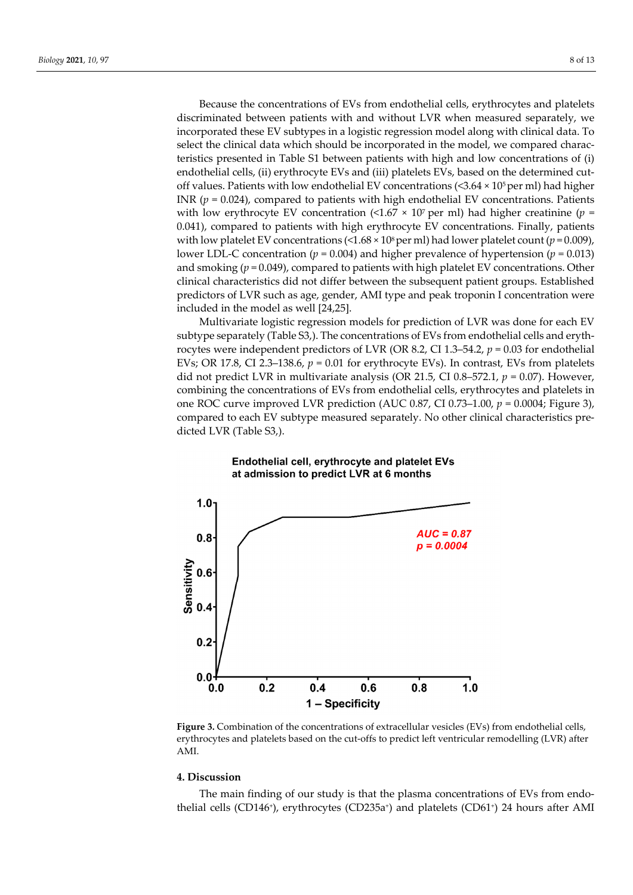Because the concentrations of EVs from endothelial cells, erythrocytes and platelets discriminated between patients with and without LVR when measured separately, we incorporated these EV subtypes in a logistic regression model along with clinical data. To select the clinical data which should be incorporated in the model, we compared characteristics presented in Table S1 between patients with high and low concentrations of (i) endothelial cells, (ii) erythrocyte EVs and (iii) platelets EVs, based on the determined cut-off values. Patients with low endothelial EV concentrations ($<3.64 \times 10^5$ per ml) had higher INR ($p = 0.024$), compared to patients with high endothelial EV concentrations. Patients with low erythrocyte EV concentration ($<1.67 \times 10^7$ per ml) had higher creatinine ($p = 0.041$), compared to patients with high erythrocyte EV concentrations. Finally, patients with low platelet EV concentrations ($<1.68 \times 10^8$ per ml) had lower platelet count ($p = 0.009$), lower LDL-C concentration ($p = 0.004$) and higher prevalence of hypertension ($p = 0.013$) and smoking ($p = 0.049$), compared to patients with high platelet EV concentrations. Other clinical characteristics did not differ between the subsequent patient groups. Established predictors of LVR such as age, gender, AMI type and peak troponin I concentration were included in the model as well [24,25].

Multivariate logistic regression models for prediction of LVR was done for each EV subtype separately (Table S3,). The concentrations of EVs from endothelial cells and erythrocytes were independent predictors of LVR (OR 8.2, CI 1.3–54.2, $p = 0.03$ for endothelial EVs; OR 17.8, CI 2.3–138.6, $p = 0.01$ for erythrocyte EVs). In contrast, EVs from platelets did not predict LVR in multivariate analysis (OR 21.5, CI 0.8–572.1, $p = 0.07$). However, combining the concentrations of EVs from endothelial cells, erythrocytes and platelets in one ROC curve improved LVR prediction (AUC 0.87, CI 0.73–1.00, $p = 0.0004$; Figure 3), compared to each EV subtype measured separately. No other clinical characteristics predicted LVR (Table S3,).

**Figure 3.** Combination of the concentrations of extracellular vesicles (EVs) from endothelial cells, erythrocytes and platelets based on the cut-offs to predict left ventricular remodelling (LVR) after AMI.

## 4. Discussion

The main finding of our study is that the plasma concentrations of EVs from endothelial cells ($CD146^+$), erythrocytes ($CD235a^+$) and platelets ($CD61^+$) 24 hours after AMI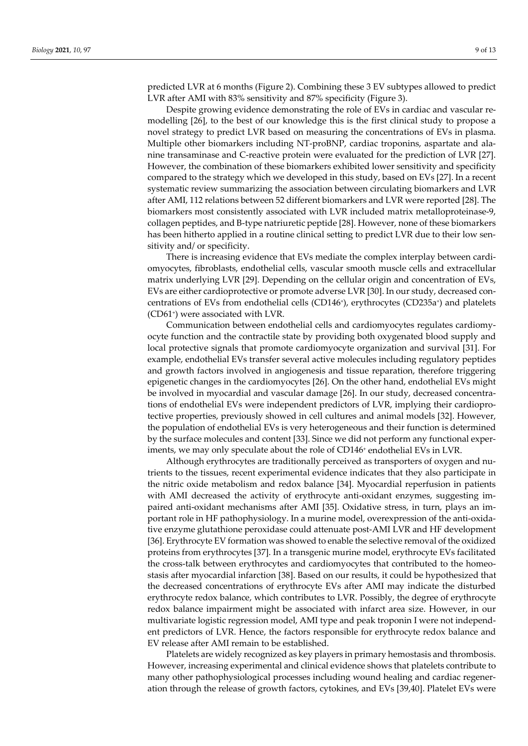predicted LVR at 6 months (Figure 2). Combining these 3 EV subtypes allowed to predict LVR after AMI with 83% sensitivity and 87% specificity (Figure 3).

Despite growing evidence demonstrating the role of EVs in cardiac and vascular remodelling [26], to the best of our knowledge this is the first clinical study to propose a novel strategy to predict LVR based on measuring the concentrations of EVs in plasma. Multiple other biomarkers including NT-proBNP, cardiac troponins, aspartate and alanine transaminase and C-reactive protein were evaluated for the prediction of LVR [27]. However, the combination of these biomarkers exhibited lower sensitivity and specificity compared to the strategy which we developed in this study, based on EVs [27]. In a recent systematic review summarizing the association between circulating biomarkers and LVR after AMI, 112 relations between 52 different biomarkers and LVR were reported [28]. The biomarkers most consistently associated with LVR included matrix metalloproteinase-9, collagen peptides, and B-type natriuretic peptide [28]. However, none of these biomarkers has been hitherto applied in a routine clinical setting to predict LVR due to their low sensitivity and/ or specificity.

There is increasing evidence that EVs mediate the complex interplay between cardiomyocytes, fibroblasts, endothelial cells, vascular smooth muscle cells and extracellular matrix underlying LVR [29]. Depending on the cellular origin and concentration of EVs, EVs are either cardioprotective or promote adverse LVR [30]. In our study, decreased concentrations of EVs from endothelial cells ($CD146^{+}$), erythrocytes ($CD235a^{+}$) and platelets ($CD61^{+}$) were associated with LVR.

Communication between endothelial cells and cardiomyocytes regulates cardiomyocyte function and the contractile state by providing both oxygenated blood supply and local protective signals that promote cardiomyocyte organization and survival [31]. For example, endothelial EVs transfer several active molecules including regulatory peptides and growth factors involved in angiogenesis and tissue reparation, therefore triggering epigenetic changes in the cardiomyocytes [26]. On the other hand, endothelial EVs might be involved in myocardial and vascular damage [26]. In our study, decreased concentrations of endothelial EVs were independent predictors of LVR, implying their cardioprotective properties, previously showed in cell cultures and animal models [32]. However, the population of endothelial EVs is very heterogeneous and their function is determined by the surface molecules and content [33]. Since we did not perform any functional experiments, we may only speculate about the role of $CD146^{+}$ endothelial EVs in LVR.

Although erythrocytes are traditionally perceived as transporters of oxygen and nutrients to the tissues, recent experimental evidence indicates that they also participate in the nitric oxide metabolism and redox balance [34]. Myocardial reperfusion in patients with AMI decreased the activity of erythrocyte anti-oxidant enzymes, suggesting impaired anti-oxidant mechanisms after AMI [35]. Oxidative stress, in turn, plays an important role in HF pathophysiology. In a murine model, overexpression of the anti-oxidative enzyme glutathione peroxidase could attenuate post-AMI LVR and HF development [36]. Erythrocyte EV formation was showed to enable the selective removal of the oxidized proteins from erythrocytes [37]. In a transgenic murine model, erythrocyte EVs facilitated the cross-talk between erythrocytes and cardiomyocytes that contributed to the homeostasis after myocardial infarction [38]. Based on our results, it could be hypothesized that the decreased concentrations of erythrocyte EVs after AMI may indicate the disturbed erythrocyte redox balance, which contributes to LVR. Possibly, the degree of erythrocyte redox balance impairment might be associated with infarct area size. However, in our multivariate logistic regression model, AMI type and peak troponin I were not independent predictors of LVR. Hence, the factors responsible for erythrocyte redox balance and EV release after AMI remain to be established.

Platelets are widely recognized as key players in primary hemostasis and thrombosis. However, increasing experimental and clinical evidence shows that platelets contribute to many other pathophysiological processes including wound healing and cardiac regeneration through the release of growth factors, cytokines, and EVs [39,40]. Platelet EVs were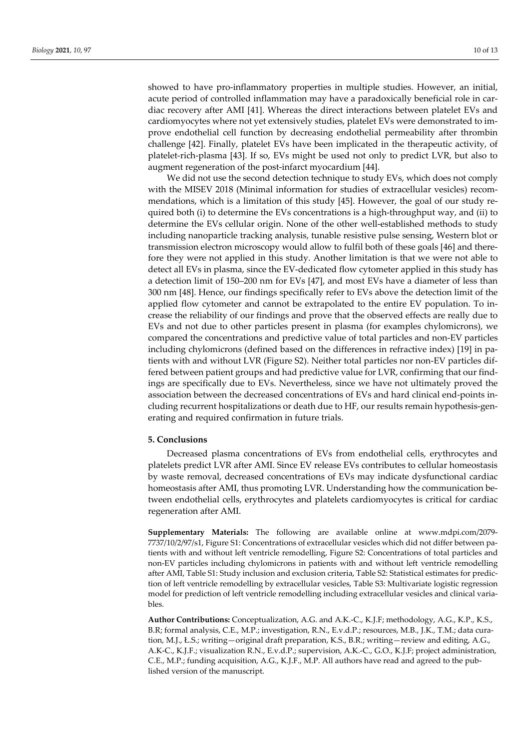showed to have pro-inflammatory properties in multiple studies. However, an initial, acute period of controlled inflammation may have a paradoxically beneficial role in cardiac recovery after AMI [41]. Whereas the direct interactions between platelet EVs and cardiomyocytes where not yet extensively studies, platelet EVs were demonstrated to improve endothelial cell function by decreasing endothelial permeability after thrombin challenge [42]. Finally, platelet EVs have been implicated in the therapeutic activity, of platelet-rich-plasma [43]. If so, EVs might be used not only to predict LVR, but also to augment regeneration of the post-infarct myocardium [44].

We did not use the second detection technique to study EVs, which does not comply with the MISEV 2018 (Minimal information for studies of extracellular vesicles) recommendations, which is a limitation of this study [45]. However, the goal of our study required both (i) to determine the EVs concentrations is a high-throughput way, and (ii) to determine the EVs cellular origin. None of the other well-established methods to study including nanoparticle tracking analysis, tunable resistive pulse sensing, Western blot or transmission electron microscopy would allow to fulfil both of these goals [46] and therefore they were not applied in this study. Another limitation is that we were not able to detect all EVs in plasma, since the EV-dedicated flow cytometer applied in this study has a detection limit of 150–200 nm for EVs [47], and most EVs have a diameter of less than 300 nm [48]. Hence, our findings specifically refer to EVs above the detection limit of the applied flow cytometer and cannot be extrapolated to the entire EV population. To increase the reliability of our findings and prove that the observed effects are really due to EVs and not due to other particles present in plasma (for examples chylomicrons), we compared the concentrations and predictive value of total particles and non-EV particles including chylomicrons (defined based on the differences in refractive index) [19] in patients with and without LVR (Figure S2). Neither total particles nor non-EV particles differed between patient groups and had predictive value for LVR, confirming that our findings are specifically due to EVs. Nevertheless, since we have not ultimately proved the association between the decreased concentrations of EVs and hard clinical end-points including recurrent hospitalizations or death due to HF, our results remain hypothesis-generating and required confirmation in future trials.

## 5. Conclusions

Decreased plasma concentrations of EVs from endothelial cells, erythrocytes and platelets predict LVR after AMI. Since EV release EVs contributes to cellular homeostasis by waste removal, decreased concentrations of EVs may indicate dysfunctional cardiac homeostasis after AMI, thus promoting LVR. Understanding how the communication between endothelial cells, erythrocytes and platelets cardiomyocytes is critical for cardiac regeneration after AMI.

**Supplementary Materials:** The following are available online at www.mdpi.com/2079-7737/10/2/97/s1, Figure S1: Concentrations of extracellular vesicles which did not differ between patients with and without left ventricle remodelling, Figure S2: Concentrations of total particles and non-EV particles including chylomicrons in patients with and without left ventricle remodelling after AMI, Table S1: Study inclusion and exclusion criteria, Table S2: Statistical estimates for prediction of left ventricle remodelling by extracellular vesicles, Table S3: Multivariate logistic regression model for prediction of left ventricle remodelling including extracellular vesicles and clinical variables.

**Author Contributions:** Conceptualization, A.G. and A.K.-C., K.J.F; methodology, A.G., K.P., K.S., B.R; formal analysis, C.E., M.P.; investigation, R.N., E.v.d.P.; resources, M.B., J.K., T.M.; data curation, M.J., Ł.S.; writing—original draft preparation, K.S., B.R.; writing—review and editing, A.G., A.K-C., K.J.F.; visualization R.N., E.v.d.P.; supervision, A.K.-C., G.O., K.J.F; project administration, C.E., M.P.; funding acquisition, A.G., K.J.F., M.P. All authors have read and agreed to the published version of the manuscript.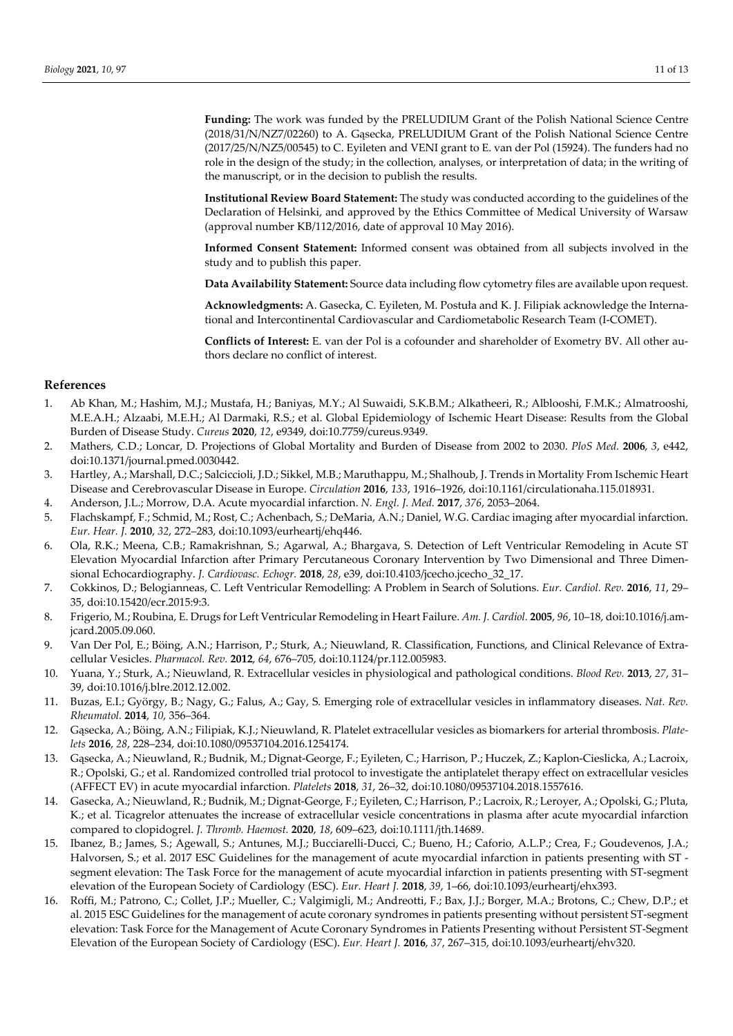**Funding:** The work was funded by the PRELUDIUM Grant of the Polish National Science Centre (2018/31/N/NZ7/02260) to A. Gąsecka, PRELUDIUM Grant of the Polish National Science Centre (2017/25/N/NZ5/00545) to C. Eyileten and VENI grant to E. van der Pol (15924). The funders had no role in the design of the study; in the collection, analyses, or interpretation of data; in the writing of the manuscript, or in the decision to publish the results.

**Institutional Review Board Statement:** The study was conducted according to the guidelines of the Declaration of Helsinki, and approved by the Ethics Committee of Medical University of Warsaw (approval number KB/112/2016, date of approval 10 May 2016).

**Informed Consent Statement:** Informed consent was obtained from all subjects involved in the study and to publish this paper.

**Data Availability Statement:** Source data including flow cytometry files are available upon request.

**Acknowledgments:** A. Gasecka, C. Eyileten, M. Postuła and K. J. Filipiak acknowledge the International and Intercontinental Cardiovascular and Cardiometabolic Research Team (I-COMET).

**Conflicts of Interest:** E. van der Pol is a cofounder and shareholder of Exometry BV. All other authors declare no conflict of interest.

## References

1. Ab Khan, M.; Hashim, M.J.; Mustafa, H.; Baniyas, M.Y.; Al Suwaidi, S.K.B.M.; Alkatheeri, R.; Alblooshi, F.M.K.; Almatrooshi, M.E.A.H.; Alzaabi, M.E.H.; Al Darmaki, R.S.; et al. Global Epidemiology of Ischemic Heart Disease: Results from the Global Burden of Disease Study. *Cureus* **2020**, *12*, e9349, doi:10.7759/cureus.9349.
2. Mathers, C.D.; Loncar, D. Projections of Global Mortality and Burden of Disease from 2002 to 2030. *PloS Med.* **2006**, *3*, e442, doi:10.1371/journal.pmed.0030442.
3. Hartley, A.; Marshall, D.C.; Salciccioli, J.D.; Sikkel, M.B.; Maruthappu, M.; Shalhoub, J. Trends in Mortality From Ischemic Heart Disease and Cerebrovascular Disease in Europe. *Circulation* **2016**, *133*, 1916–1926, doi:10.1161/circulationaha.115.018931.
4. Anderson, J.L.; Morrow, D.A. Acute myocardial infarction. *N. Engl. J. Med.* **2017**, *376*, 2053–2064.
5. Flachskampf, F.; Schmid, M.; Rost, C.; Achenbach, S.; DeMaria, A.N.; Daniel, W.G. Cardiac imaging after myocardial infarction. *Eur. Hear. J.* **2010**, *32*, 272–283, doi:10.1093/eurheartj/ehq446.
6. Ola, R.K.; Meena, C.B.; Ramakrishnan, S.; Agarwal, A.; Bhargava, S. Detection of Left Ventricular Remodeling in Acute ST Elevation Myocardial Infarction after Primary Percutaneous Coronary Intervention by Two Dimensional and Three Dimensional Echocardiography. *J. Cardiovasc. Echogr.* **2018**, *28*, e39, doi:10.4103/jcecho.jcecho_32_17.
7. Cokkinos, D.; Belogianneas, C. Left Ventricular Remodelling: A Problem in Search of Solutions. *Eur. Cardiol. Rev.* **2016**, *11*, 29–35, doi:10.15420/ecr.2015:9:3.
8. Frigerio, M.; Roubina, E. Drugs for Left Ventricular Remodeling in Heart Failure. *Am. J. Cardiol.* **2005**, *96*, 10–18, doi:10.1016/j.amjcard.2005.09.060.
9. Van Der Pol, E.; Böing, A.N.; Harrison, P.; Sturk, A.; Nieuwland, R. Classification, Functions, and Clinical Relevance of Extracellular Vesicles. *Pharmacol. Rev.* **2012**, *64*, 676–705, doi:10.1124/pr.112.005983.
10. Yuana, Y.; Sturk, A.; Nieuwland, R. Extracellular vesicles in physiological and pathological conditions. *Blood Rev.* **2013**, *27*, 31–39, doi:10.1016/j.blre.2012.12.002.
11. Buzas, E.I.; György, B.; Nagy, G.; Falus, A.; Gay, S. Emerging role of extracellular vesicles in inflammatory diseases. *Nat. Rev. Rheumatol.* **2014**, *10*, 356–364.
12. Gąsecka, A.; Böing, A.N.; Filipiak, K.J.; Nieuwland, R. Platelet extracellular vesicles as biomarkers for arterial thrombosis. *Platelets* **2016**, *28*, 228–234, doi:10.1080/09537104.2016.1254174.
13. Gąsecka, A.; Nieuwland, R.; Budnik, M.; Dignat-George, F.; Eyileten, C.; Harrison, P.; Huczek, Z.; Kaplon-Cieslicka, A.; Lacroix, R.; Opolski, G.; et al. Randomized controlled trial protocol to investigate the antiplatelet therapy effect on extracellular vesicles (AFFECT EV) in acute myocardial infarction. *Platelets* **2018**, *31*, 26–32, doi:10.1080/09537104.2018.1557616.
14. Gasecka, A.; Nieuwland, R.; Budnik, M.; Dignat-George, F.; Eyileten, C.; Harrison, P.; Lacroix, R.; Leroyer, A.; Opolski, G.; Pluta, K.; et al. Ticagrelor attenuates the increase of extracellular vesicle concentrations in plasma after acute myocardial infarction compared to clopidogrel. *J. Thromb. Haemost.* **2020**, *18*, 609–623, doi:10.1111/jth.14689.
15. Ibanez, B.; James, S.; Agewall, S.; Antunes, M.J.; Bucciarelli-Ducci, C.; Bueno, H.; Caforio, A.L.P.; Crea, F.; Goudevenos, J.A.; Halvorsen, S.; et al. 2017 ESC Guidelines for the management of acute myocardial infarction in patients presenting with ST - segment elevation: The Task Force for the management of acute myocardial infarction in patients presenting with ST-segment elevation of the European Society of Cardiology (ESC). *Eur. Heart J.* **2018**, *39*, 1–66, doi:10.1093/eurheartj/ehx393.
16. Roffi, M.; Patrono, C.; Collet, J.P.; Mueller, C.; Valgimigli, M.; Andreotti, F.; Bax, J.J.; Borger, M.A.; Brotons, C.; Chew, D.P.; et al. 2015 ESC Guidelines for the management of acute coronary syndromes in patients presenting without persistent ST-segment elevation: Task Force for the Management of Acute Coronary Syndromes in Patients Presenting without Persistent ST-Segment Elevation of the European Society of Cardiology (ESC). *Eur. Heart J.* **2016**, *37*, 267–315, doi:10.1093/eurheartj/ehv320.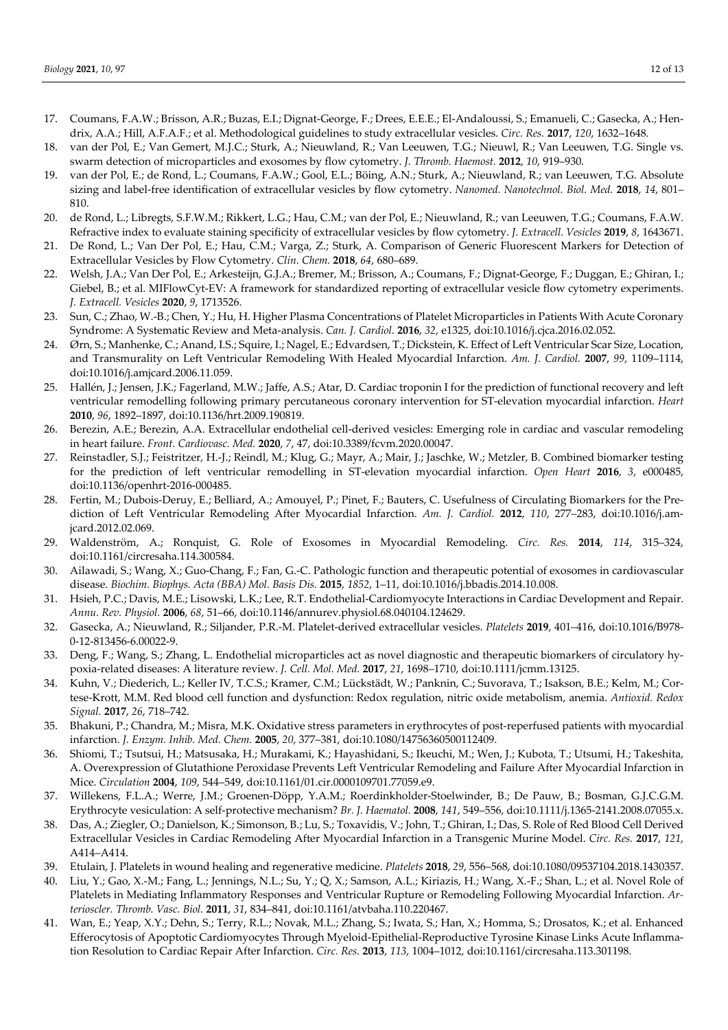17. Coumans, F.A.W.; Brisson, A.R.; Buzas, E.I.; Dignat-George, F.; Drees, E.E.E.; El-Andaloussi, S.; Emanueli, C.; Gasecka, A.; Hendrix, A.A.; Hill, A.F.A.F.; et al. Methodological guidelines to study extracellular vesicles. *Circ. Res.* **2017**, *120*, 1632–1648.
18. van der Pol, E.; Van Gemert, M.J.C.; Sturk, A.; Nieuwland, R.; Van Leeuwen, T.G.; Nieuwl, R.; Van Leeuwen, T.G. Single vs. swarm detection of microparticles and exosomes by flow cytometry. *J. Thromb. Haemost.* **2012**, *10*, 919–930.
19. van der Pol, E.; de Rond, L.; Coumans, F.A.W.; Gool, E.L.; Böing, A.N.; Sturk, A.; Nieuwland, R.; van Leeuwen, T.G. Absolute sizing and label-free identification of extracellular vesicles by flow cytometry. *Nanomed. Nanotechnol. Biol. Med.* **2018**, *14*, 801–810.
20. de Rond, L.; Libregts, S.F.W.M.; Rikkert, L.G.; Hau, C.M.; van der Pol, E.; Nieuwland, R.; van Leeuwen, T.G.; Coumans, F.A.W. Refractive index to evaluate staining specificity of extracellular vesicles by flow cytometry. *J. Extracell. Vesicles* **2019**, *8*, 1643671.
21. De Rond, L.; Van Der Pol, E.; Hau, C.M.; Varga, Z.; Sturk, A. Comparison of Generic Fluorescent Markers for Detection of Extracellular Vesicles by Flow Cytometry. *Clin. Chem.* **2018**, *64*, 680–689.
22. Welsh, J.A.; Van Der Pol, E.; Arkesteijn, G.J.A.; Bremer, M.; Brisson, A.; Coumans, F.; Dignat-George, F.; Duggan, E.; Ghiran, I.; Giebel, B.; et al. MIFlowCyt-EV: A framework for standardized reporting of extracellular vesicle flow cytometry experiments. *J. Extracell. Vesicles* **2020**, *9*, 1713526.
23. Sun, C.; Zhao, W.-B.; Chen, Y.; Hu, H. Higher Plasma Concentrations of Platelet Microparticles in Patients With Acute Coronary Syndrome: A Systematic Review and Meta-analysis. *Can. J. Cardiol.* **2016**, *32*, e1325, doi:10.1016/j.cjca.2016.02.052.
24. Ørn, S.; Manhenke, C.; Anand, I.S.; Squire, I.; Nagel, E.; Edvardsen, T.; Dickstein, K. Effect of Left Ventricular Scar Size, Location, and Transmurality on Left Ventricular Remodeling With Healed Myocardial Infarction. *Am. J. Cardiol.* **2007**, *99*, 1109–1114, doi:10.1016/j.amjcard.2006.11.059.
25. Hallén, J.; Jensen, J.K.; Fagerland, M.W.; Jaffe, A.S.; Atar, D. Cardiac troponin I for the prediction of functional recovery and left ventricular remodelling following primary percutaneous coronary intervention for ST-elevation myocardial infarction. *Heart* **2010**, *96*, 1892–1897, doi:10.1136/hrt.2009.190819.
26. Berezin, A.E.; Berezin, A.A. Extracellular endothelial cell-derived vesicles: Emerging role in cardiac and vascular remodeling in heart failure. *Front. Cardiovasc. Med.* **2020**, *7*, 47, doi:10.3389/fcvm.2020.00047.
27. Reinstadler, S.J.; Feistritzer, H.-J.; Reindl, M.; Klug, G.; Mayr, A.; Mair, J.; Jaschke, W.; Metzler, B. Combined biomarker testing for the prediction of left ventricular remodelling in ST-elevation myocardial infarction. *Open Heart* **2016**, *3*, e000485, doi:10.1136/openhrt-2016-000485.
28. Fertin, M.; Dubois-Deruy, E.; Belliard, A.; Amouyel, P.; Pinet, F.; Bauters, C. Usefulness of Circulating Biomarkers for the Prediction of Left Ventricular Remodeling After Myocardial Infarction. *Am. J. Cardiol.* **2012**, *110*, 277–283, doi:10.1016/j.amjcard.2012.02.069.
29. Waldenström, A.; Ronquist, G. Role of Exosomes in Myocardial Remodeling. *Circ. Res.* **2014**, *114*, 315–324, doi:10.1161/circresaha.114.300584.
30. Ailawadi, S.; Wang, X.; Guo-Chang, F.; Fan, G.-C. Pathologic function and therapeutic potential of exosomes in cardiovascular disease. *Biochim. Biophys. Acta (BBA) Mol. Basis Dis.* **2015**, *1852*, 1–11, doi:10.1016/j.bbadis.2014.10.008.
31. Hsieh, P.C.; Davis, M.E.; Lisowski, L.K.; Lee, R.T. Endothelial-Cardiomyocyte Interactions in Cardiac Development and Repair. *Annu. Rev. Physiol.* **2006**, *68*, 51–66, doi:10.1146/annurev.physiol.68.040104.124629.
32. Gasecka, A.; Nieuwland, R.; Siljander, P.R.-M. Platelet-derived extracellular vesicles. *Platelets* **2019**, 401–416, doi:10.1016/B978-0-12-813456-6.00022-9.
33. Deng, F.; Wang, S.; Zhang, L. Endothelial microparticles act as novel diagnostic and therapeutic biomarkers of circulatory hypoxia-related diseases: A literature review. *J. Cell. Mol. Med.* **2017**, *21*, 1698–1710, doi:10.1111/jcmm.13125.
34. Kuhn, V.; Diederich, L.; Keller IV, T.C.S.; Kramer, C.M.; Lückstädt, W.; Panknin, C.; Suvorava, T.; Isakson, B.E.; Kelm, M.; Cortese-Krott, M.M. Red blood cell function and dysfunction: Redox regulation, nitric oxide metabolism, anemia. *Antioxid. Redox Signal.* **2017**, *26*, 718–742.
35. Bhakuni, P.; Chandra, M.; Misra, M.K. Oxidative stress parameters in erythrocytes of post-reperfused patients with myocardial infarction. *J. Enzym. Inhib. Med. Chem.* **2005**, *20*, 377–381, doi:10.1080/14756360500112409.
36. Shiomi, T.; Tsutsui, H.; Matsusaka, H.; Murakami, K.; Hayashidani, S.; Ikeuchi, M.; Wen, J.; Kubota, T.; Utsumi, H.; Takeshita, A. Overexpression of Glutathione Peroxidase Prevents Left Ventricular Remodeling and Failure After Myocardial Infarction in Mice. *Circulation* **2004**, *109*, 544–549, doi:10.1161/01.cir.0000109701.77059.e9.
37. Willekens, F.L.A.; Werre, J.M.; Groenen-Döpp, Y.A.M.; Roerdinkholder-Stoelwinder, B.; De Pauw, B.; Bosman, G.J.C.G.M. Erythrocyte vesiculation: A self-protective mechanism? *Br. J. Haematol.* **2008**, *141*, 549–556, doi:10.1111/j.1365-2141.2008.07055.x.
38. Das, A.; Ziegler, O.; Danielson, K.; Simonson, B.; Lu, S.; Toxavidis, V.; John, T.; Ghiran, I.; Das, S. Role of Red Blood Cell Derived Extracellular Vesicles in Cardiac Remodeling After Myocardial Infarction in a Transgenic Murine Model. *Circ. Res.* **2017**, *121*, A414–A414.
39. Etulain, J. Platelets in wound healing and regenerative medicine. *Platelets* **2018**, *29*, 556–568, doi:10.1080/09537104.2018.1430357.
40. Liu, Y.; Gao, X.-M.; Fang, L.; Jennings, N.L.; Su, Y.; Q, X.; Samson, A.L.; Kiriazis, H.; Wang, X.-F.; Shan, L.; et al. Novel Role of Platelets in Mediating Inflammatory Responses and Ventricular Rupture or Remodeling Following Myocardial Infarction. *Arterioscler. Thromb. Vasc. Biol.* **2011**, *31*, 834–841, doi:10.1161/atvbaha.110.220467.
41. Wan, E.; Yeap, X.Y.; Dehn, S.; Terry, R.L.; Novak, M.L.; Zhang, S.; Iwata, S.; Han, X.; Homma, S.; Drosatos, K.; et al. Enhanced Efferocytosis of Apoptotic Cardiomyocytes Through Myeloid-Epithelial-Reproductive Tyrosine Kinase Links Acute Inflammation Resolution to Cardiac Repair After Infarction. *Circ. Res.* **2013**, *113*, 1004–1012, doi:10.1161/circresaha.113.301198.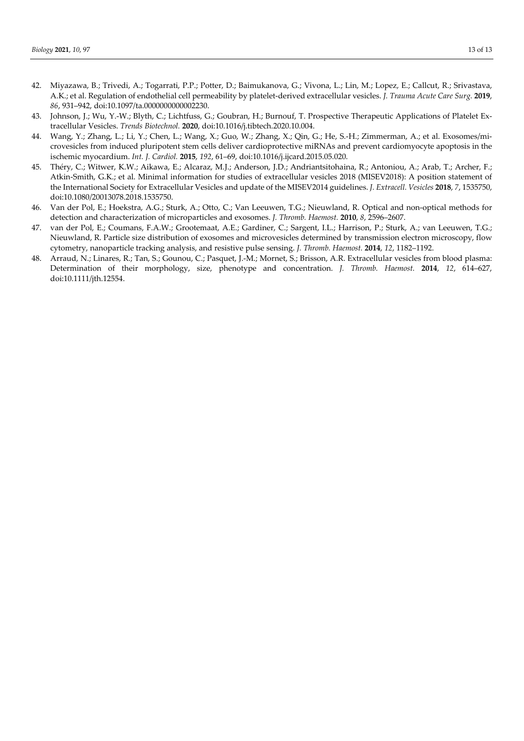42. Miyazawa, B.; Trivedi, A.; Togarrati, P.P.; Potter, D.; Baimukanova, G.; Vivona, L.; Lin, M.; Lopez, E.; Callcut, R.; Srivastava, A.K.; et al. Regulation of endothelial cell permeability by platelet-derived extracellular vesicles. *J. Trauma Acute Care Surg.* **2019**, *86*, 931–942, doi:10.1097/ta.0000000000002230.
43. Johnson, J.; Wu, Y.-W.; Blyth, C.; Lichtfuss, G.; Goubran, H.; Burnouf, T. Prospective Therapeutic Applications of Platelet Extracellular Vesicles. *Trends Biotechnol.* **2020**, doi:10.1016/j.tibtech.2020.10.004.
44. Wang, Y.; Zhang, L.; Li, Y.; Chen, L.; Wang, X.; Guo, W.; Zhang, X.; Qin, G.; He, S.-H.; Zimmerman, A.; et al. Exosomes/microvesicles from induced pluripotent stem cells deliver cardioprotective miRNAs and prevent cardiomyocyte apoptosis in the ischemic myocardium. *Int. J. Cardiol.* **2015**, *192*, 61–69, doi:10.1016/j.ijcard.2015.05.020.
45. Théry, C.; Witwer, K.W.; Aikawa, E.; Alcaraz, M.J.; Anderson, J.D.; Andriantsitohaina, R.; Antoniou, A.; Arab, T.; Archer, F.; Atkin-Smith, G.K.; et al. Minimal information for studies of extracellular vesicles 2018 (MISEV2018): A position statement of the International Society for Extracellular Vesicles and update of the MISEV2014 guidelines. *J. Extracell. Vesicles* **2018**, *7*, 1535750, doi:10.1080/20013078.2018.1535750.
46. Van der Pol, E.; Hoekstra, A.G.; Sturk, A.; Otto, C.; Van Leeuwen, T.G.; Nieuwland, R. Optical and non-optical methods for detection and characterization of microparticles and exosomes. *J. Thromb. Haemost.* **2010**, *8*, 2596–2607.
47. van der Pol, E.; Coumans, F.A.W.; Grootemaat, A.E.; Gardiner, C.; Sargent, I.L.; Harrison, P.; Sturk, A.; van Leeuwen, T.G.; Nieuwland, R. Particle size distribution of exosomes and microvesicles determined by transmission electron microscopy, flow cytometry, nanoparticle tracking analysis, and resistive pulse sensing. *J. Thromb. Haemost.* **2014**, *12*, 1182–1192.
48. Arraud, N.; Linares, R.; Tan, S.; Gounou, C.; Pasquet, J.-M.; Mornet, S.; Brisson, A.R. Extracellular vesicles from blood plasma: Determination of their morphology, size, phenotype and concentration. *J. Thromb. Haemost.* **2014**, *12*, 614–627, doi:10.1111/jth.12554.